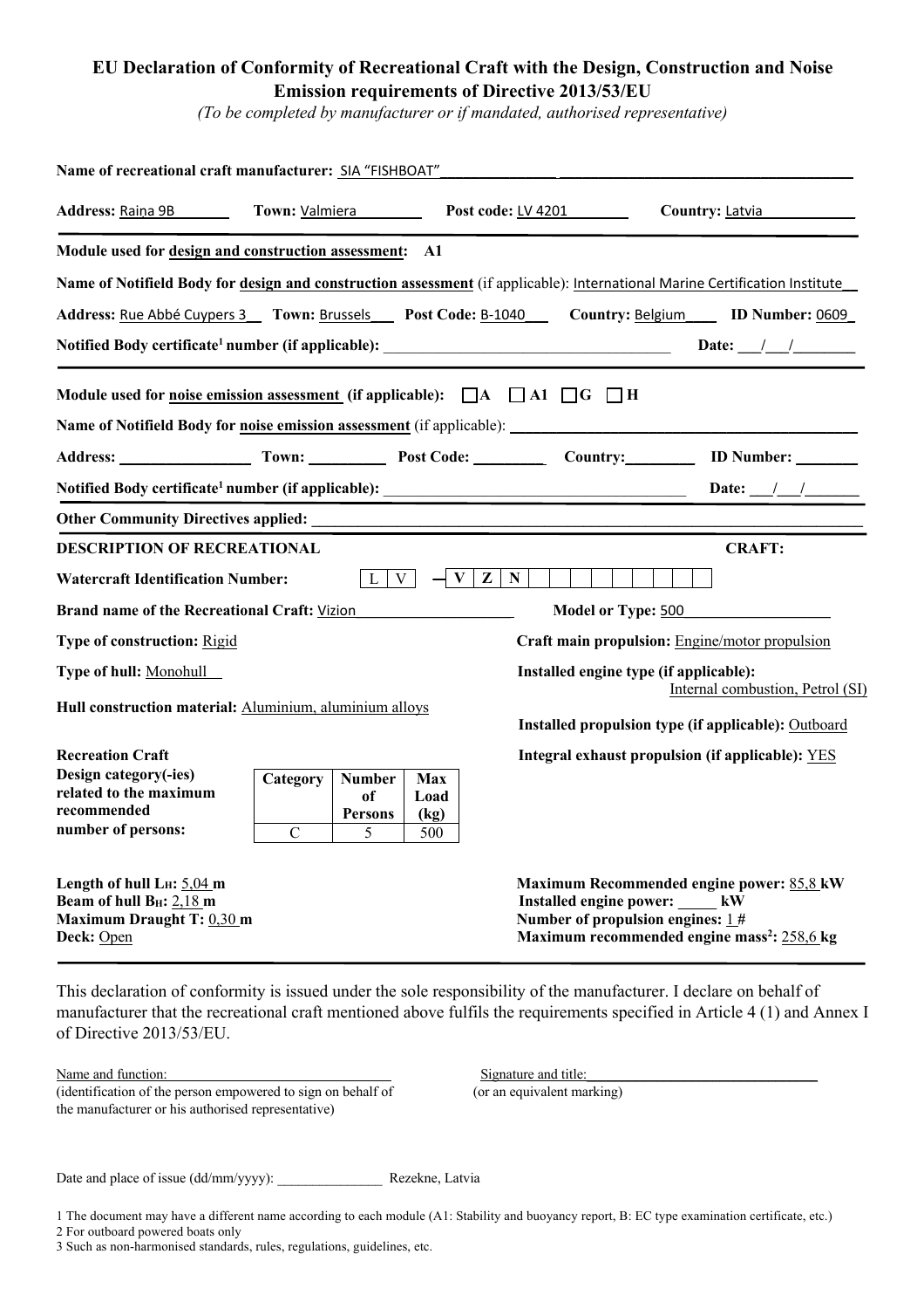# EU Declaration of Conformity of Recreational Craft with the Design, Construction and Noise Emission requirements of Directive 2013/53/EU

*(To be completed by manufacturer or if mandated, authorised representative)*

**Name of recreational craft manufacturer:** SIA "FISHBOAT"

**Address:** Raiņa 9B **Town:** Valmiera **Post code:** LV 4201 **Country:** Latvia

---

**Module used for design and construction assessment:** **A1**

**Name of Notifield Body for design and construction assessment** (if applicable): International Marine Certification Institute

**Address:** Rue Abbé Cuypers 3 **Town:** Brussels **Post Code:** B-1040 **Country:** Belgium **ID Number:** 0609

**Notified Body certificate[1] number (if applicable):** ____________ **Date:** ___/___/_______

---

**Module used for noise emission assessment (if applicable):** ☐ A ☐ A1 ☐ G ☐ H

**Name of Notifield Body for noise emission assessment** (if applicable): ____________

**Address:** ________ **Town:** ________ **Post Code:** ________ **Country:** ________ **ID Number:** ________

**Notified Body certificate[1] number (if applicable):** ____________ **Date:** ___/___/_______

**Other Community Directives applied:** ____________

---

**DESCRIPTION OF RECREATIONAL CRAFT:**

**Watercraft Identification Number:** L V – V Z N

**Brand name of the Recreational Craft:** Vizion **Model or Type:** 500

**Type of construction:** Rigid

**Type of hull:** Monohull

**Hull construction material:** Aluminium, aluminium alloys

**Craft main propulsion:** Engine/motor propulsion

**Installed engine type (if applicable):** Internal combustion, Petrol (SI)

**Installed propulsion type (if applicable):** Outboard

**Integral exhaust propulsion (if applicable):** YES

**Recreation Craft Design category(-ies) related to the maximum recommended number of persons:**

| Category | Number of Persons | Max Load (kg) |
|---|---|---|
| C | 5 | 500 |

**Length of hull $L_H$:** 5,04 m
**Beam of hull $B_H$:** 2,18 m
**Maximum Draught T:** 0,30 m
**Deck:** Open

**Maximum Recommended engine power:** 85,8 kW
**Installed engine power:** _____ kW
**Number of propulsion engines:** 1 #
**Maximum recommended engine mass[2]:** 258,6 kg

---

This declaration of conformity is issued under the sole responsibility of the manufacturer. I declare on behalf of manufacturer that the recreational craft mentioned above fulfils the requirements specified in Article 4 (1) and Annex I of Directive 2013/53/EU.

Name and function: ____________
(identification of the person empowered to sign on behalf of the manufacturer or his authorised representative)

Signature and title: ____________
(or an equivalent marking)

Date and place of issue (dd/mm/yyyy): ____________ Rezekne, Latvia

1 The document may have a different name according to each module (A1: Stability and buoyancy report, B: EC type examination certificate, etc.)
2 For outboard powered boats only
3 Such as non-harmonised standards, rules, regulations, guidelines, etc.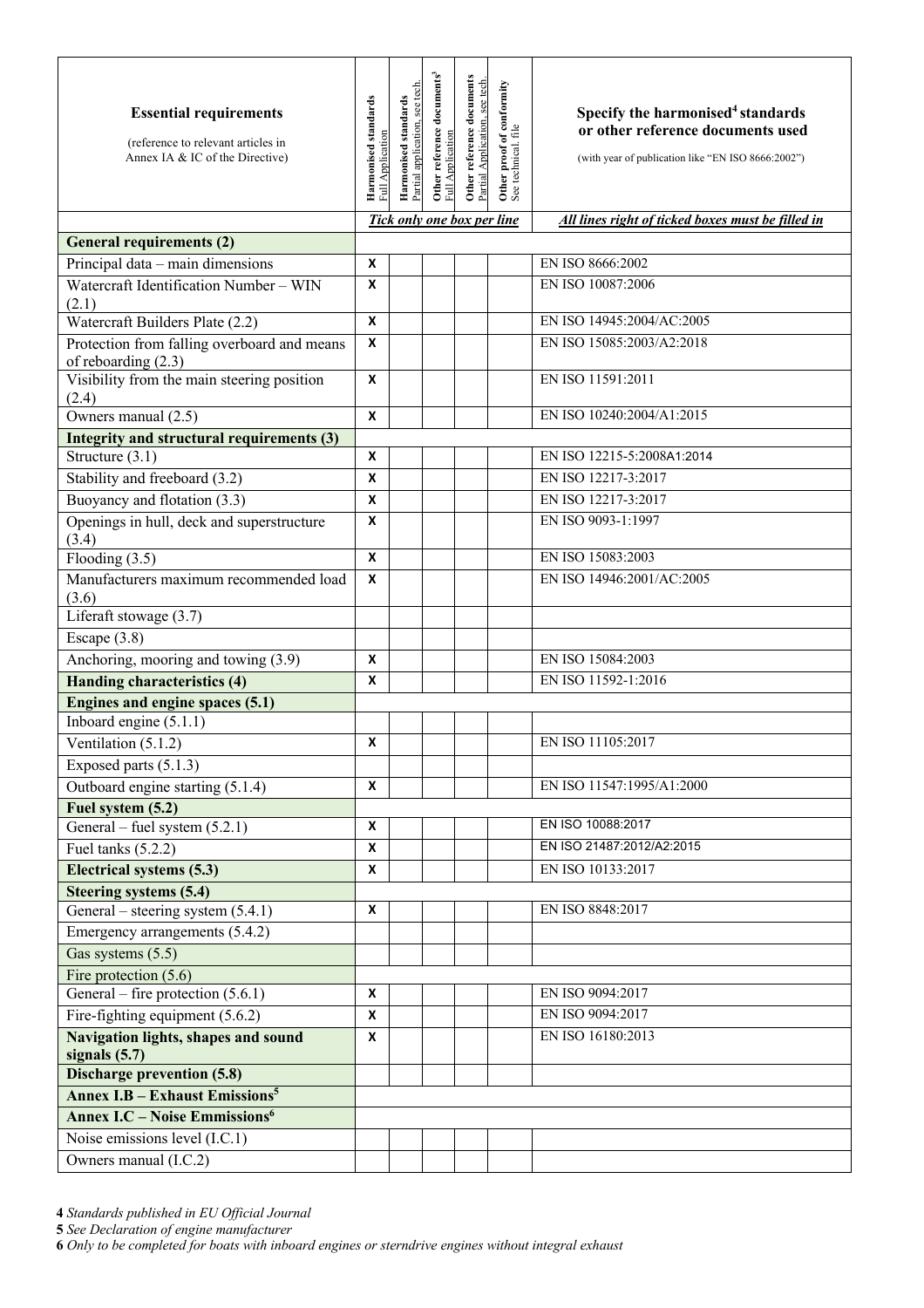| **Essential requirements** (reference to relevant articles in Annex IA & IC of the Directive) | **Harmonised standards** Full Application | **Harmonised standards** Partial application, see tech. | **Other reference documents**[3] Full Application | **Other reference documents** Partial Application, see tech. | **Other proof of conformity** See technical file | **Specify the harmonised**[4] **standards or other reference documents used** (with year of publication like "EN ISO 8666:2002") |
|---|---|---|---|---|---|---|
| | ***Tick only one box per line*** | | | | | ***All lines right of ticked boxes must be filled in*** |
| **General requirements (2)** | | | | | | |
| Principal data – main dimensions | X | | | | | EN ISO 8666:2002 |
| Watercraft Identification Number – WIN (2.1) | X | | | | | EN ISO 10087:2006 |
| Watercraft Builders Plate (2.2) | X | | | | | EN ISO 14945:2004/AC:2005 |
| Protection from falling overboard and means of reboarding (2.3) | X | | | | | EN ISO 15085:2003/A2:2018 |
| Visibility from the main steering position (2.4) | X | | | | | EN ISO 11591:2011 |
| Owners manual (2.5) | X | | | | | EN ISO 10240:2004/A1:2015 |
| **Integrity and structural requirements (3)** | | | | | | |
| Structure (3.1) | X | | | | | EN ISO 12215-5:2008A1:2014 |
| Stability and freeboard (3.2) | X | | | | | EN ISO 12217-3:2017 |
| Buoyancy and flotation (3.3) | X | | | | | EN ISO 12217-3:2017 |
| Openings in hull, deck and superstructure (3.4) | X | | | | | EN ISO 9093-1:1997 |
| Flooding (3.5) | X | | | | | EN ISO 15083:2003 |
| Manufacturers maximum recommended load (3.6) | X | | | | | EN ISO 14946:2001/AC:2005 |
| Liferaft stowage (3.7) | | | | | | |
| Escape (3.8) | | | | | | |
| Anchoring, mooring and towing (3.9) | X | | | | | EN ISO 15084:2003 |
| **Handing characteristics (4)** | X | | | | | EN ISO 11592-1:2016 |
| **Engines and engine spaces (5.1)** | | | | | | |
| Inboard engine (5.1.1) | | | | | | |
| Ventilation (5.1.2) | X | | | | | EN ISO 11105:2017 |
| Exposed parts (5.1.3) | | | | | | |
| Outboard engine starting (5.1.4) | X | | | | | EN ISO 11547:1995/A1:2000 |
| **Fuel system (5.2)** | | | | | | |
| General – fuel system (5.2.1) | X | | | | | EN ISO 10088:2017 |
| Fuel tanks (5.2.2) | X | | | | | EN ISO 21487:2012/A2:2015 |
| **Electrical systems (5.3)** | X | | | | | EN ISO 10133:2017 |
| **Steering systems (5.4)** | | | | | | |
| General – steering system (5.4.1) | X | | | | | EN ISO 8848:2017 |
| Emergency arrangements (5.4.2) | | | | | | |
| Gas systems (5.5) | | | | | | |
| Fire protection (5.6) | | | | | | |
| General – fire protection (5.6.1) | X | | | | | EN ISO 9094:2017 |
| Fire-fighting equipment (5.6.2) | X | | | | | EN ISO 9094:2017 |
| **Navigation lights, shapes and sound signals (5.7)** | X | | | | | EN ISO 16180:2013 |
| **Discharge prevention (5.8)** | | | | | | |
| **Annex I.B – Exhaust Emissions**[5] | | | | | | |
| **Annex I.C – Noise Emmissions**[6] | | | | | | |
| Noise emissions level (I.C.1) | | | | | | |
| Owners manual (I.C.2) | | | | | | |

**4** *Standards published in EU Official Journal*
**5** *See Declaration of engine manufacturer*
**6** *Only to be completed for boats with inboard engines or sterndrive engines without integral exhaust*